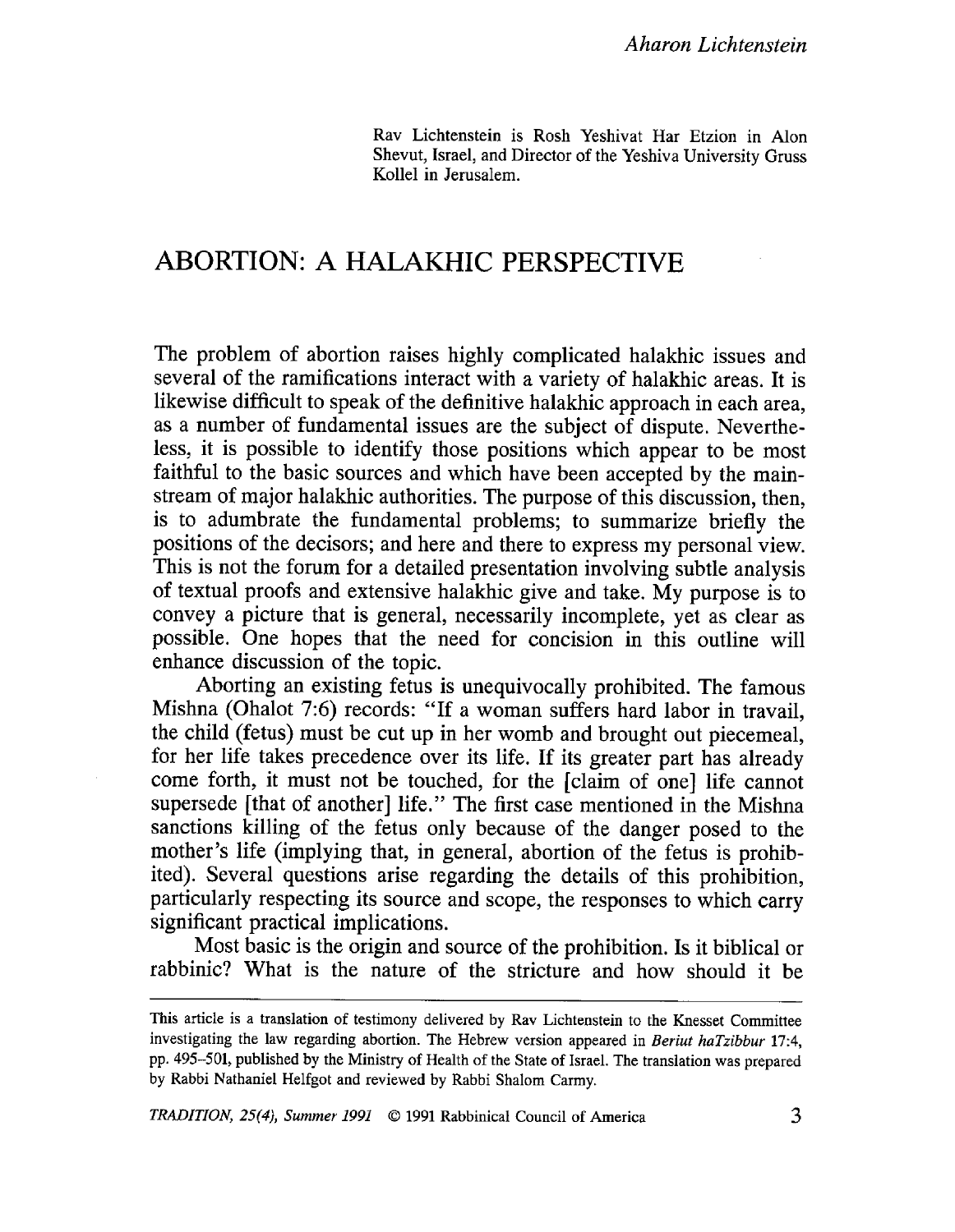Rav Lichtenstein is Rosh Yeshivat Har Etzion in Alon Shevut, Israel, and Director of the Yeshiva University Gruss Kollel in Jerusalem.

# ABORTION: A HALAKHIC PERSPECTIVE

The problem of abortion raises highly complicated halakhic issues and several of the ramifications interact with a variety of halakhic areas. It is likewise difficult to speak of the definitive halakhic approach in each area, as a number of fundamental issues are the subject of dispute. Nevertheless, it is possible to identify those positions which appear to be most faithful to the basic sources and which have been accepted by the mainstream of major halakhic authorities. The purpose of this discussion, then, is to adumbrate the fundamental problems; to summarize briefly the positions of the decisors; and here and there to express my personal view. This is not the forum for a detailed presentation involving subtle analysis of textual proofs and extensive halakhic give and take. My purpose is to convey a picture that is general, necessarily incomplete, yet as clear as possible. One hopes that the need for concision in this outline will enhance discussion of the topic.

Aborting an existing fetus is unequivocally prohibited. The famous Mishna (Ohalot 7:6) records: "If a woman suffers hard labor in travail, the child (fetus) must be cut up in her womb and brought out piecemeal, for her life takes precedence over its life. If its greater part has already come forth, it must not be touched, for the [claim of one] life cannot supersede [that of another] life." The first case mentioned in the Mishna sanctions killing of the fetus only because of the danger posed to the mother's life (implying that, in general, abortion of the fetus is prohibited). Several questions arise regarding the details of this prohibition, particularly respecting its source and scope, the responses to which carry significant practical implications.

Most basic is the origin and source of the prohibition. Is it biblical or rabbinic? What is the nature of the stricture and how should it be

---

This article is a translation of testimony delivered by Rav Lichtenstein to the Knesset Committee investigating the law regarding abortion. The Hebrew version appeared in *Beriut haTzibbur* 17:4, pp. 495–501, published by the Ministry of Health of the State of Israel. The translation was prepared by Rabbi Nathaniel Helfgot and reviewed by Rabbi Shalom Carmy.

*TRADITION, 25(4), Summer 1991* © 1991 Rabbinical Council of America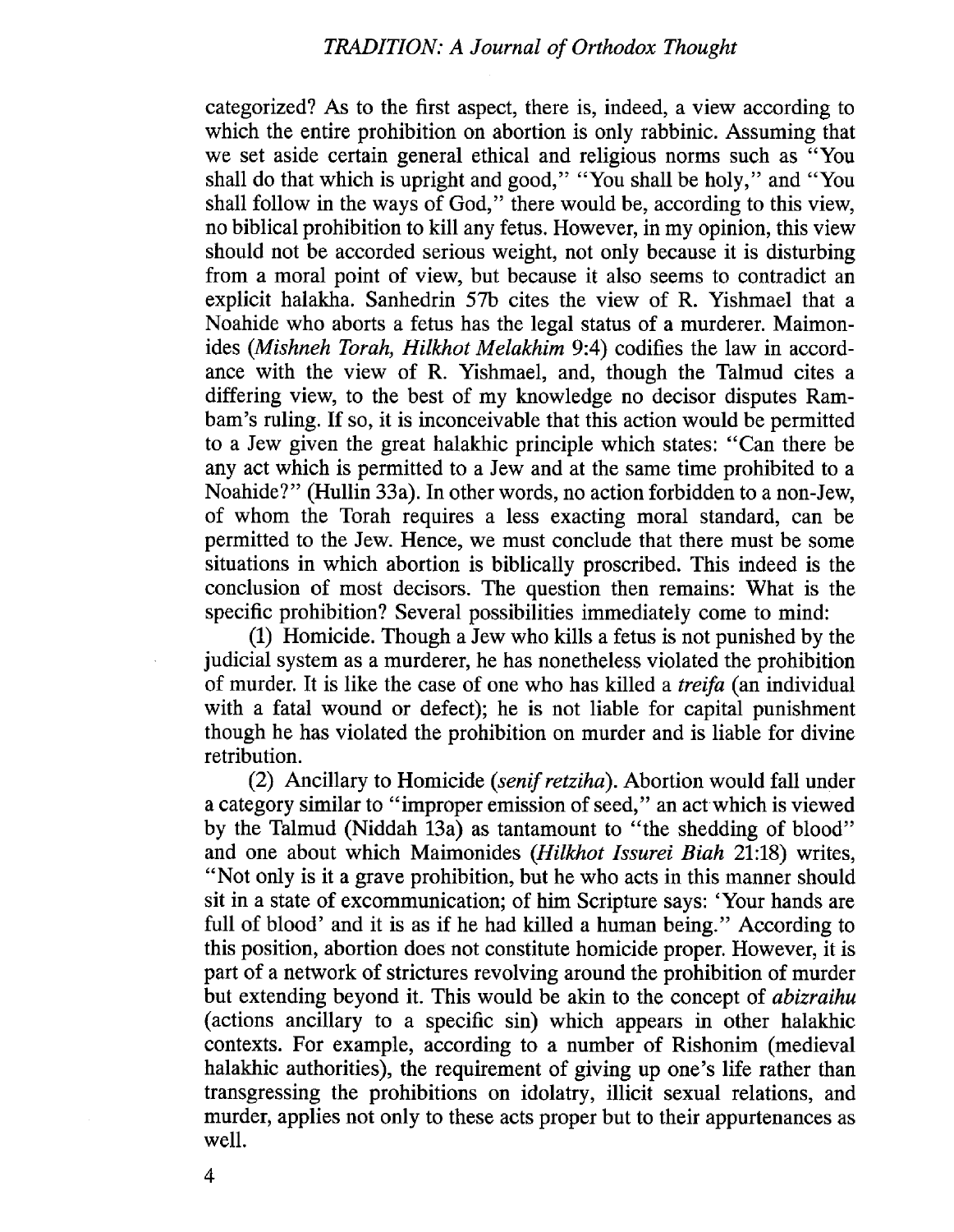categorized? As to the first aspect, there is, indeed, a view according to which the entire prohibition on abortion is only rabbinic. Assuming that we set aside certain general ethical and religious norms such as "You shall do that which is upright and good," "You shall be holy," and "You shall follow in the ways of God," there would be, according to this view, no biblical prohibition to kill any fetus. However, in my opinion, this view should not be accorded serious weight, not only because it is disturbing from a moral point of view, but because it also seems to contradict an explicit halakha. Sanhedrin 57b cites the view of R. Yishmael that a Noahide who aborts a fetus has the legal status of a murderer. Maimonides (*Mishneh Torah, Hilkhot Melakhim* 9:4) codifies the law in accordance with the view of R. Yishmael, and, though the Talmud cites a differing view, to the best of my knowledge no decisor disputes Rambam's ruling. If so, it is inconceivable that this action would be permitted to a Jew given the great halakhic principle which states: "Can there be any act which is permitted to a Jew and at the same time prohibited to a Noahide?" (Hullin 33a). In other words, no action forbidden to a non-Jew, of whom the Torah requires a less exacting moral standard, can be permitted to the Jew. Hence, we must conclude that there must be some situations in which abortion is biblically proscribed. This indeed is the conclusion of most decisors. The question then remains: What is the specific prohibition? Several possibilities immediately come to mind:

(1) Homicide. Though a Jew who kills a fetus is not punished by the judicial system as a murderer, he has nonetheless violated the prohibition of murder. It is like the case of one who has killed a *treifa* (an individual with a fatal wound or defect); he is not liable for capital punishment though he has violated the prohibition on murder and is liable for divine retribution.

(2) Ancillary to Homicide (*senif retziha*). Abortion would fall under a category similar to "improper emission of seed," an act which is viewed by the Talmud (Niddah 13a) as tantamount to "the shedding of blood" and one about which Maimonides (*Hilkhot Issurei Biah* 21:18) writes, "Not only is it a grave prohibition, but he who acts in this manner should sit in a state of excommunication; of him Scripture says: 'Your hands are full of blood' and it is as if he had killed a human being." According to this position, abortion does not constitute homicide proper. However, it is part of a network of strictures revolving around the prohibition of murder but extending beyond it. This would be akin to the concept of *abizraihu* (actions ancillary to a specific sin) which appears in other halakhic contexts. For example, according to a number of Rishonim (medieval halakhic authorities), the requirement of giving up one's life rather than transgressing the prohibitions on idolatry, illicit sexual relations, and murder, applies not only to these acts proper but to their appurtenances as well.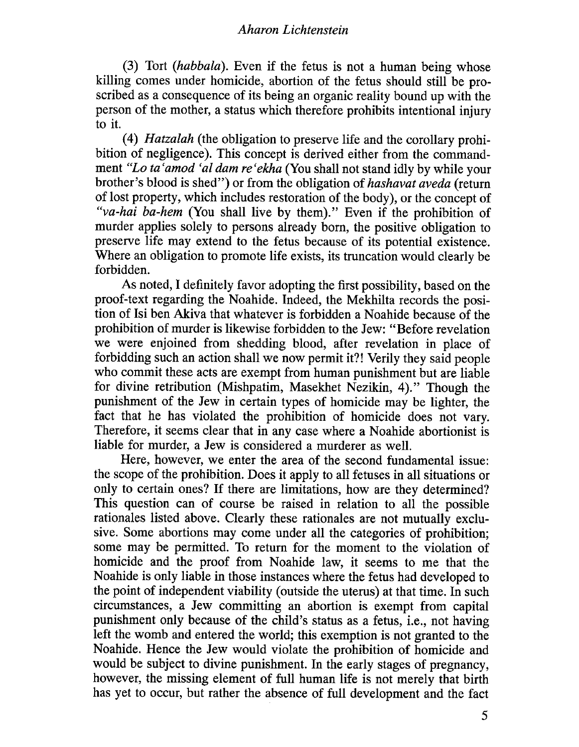(3) Tort (*habbala*). Even if the fetus is not a human being whose killing comes under homicide, abortion of the fetus should still be proscribed as a consequence of its being an organic reality bound up with the person of the mother, a status which therefore prohibits intentional injury to it.

(4) *Hatzalah* (the obligation to preserve life and the corollary prohibition of negligence). This concept is derived either from the commandment *"Lo ta'amod 'al dam re'ekha* (You shall not stand idly by while your brother's blood is shed") or from the obligation of *hashavat aveda* (return of lost property, which includes restoration of the body), or the concept of *"va-hai ba-hem* (You shall live by them)." Even if the prohibition of murder applies solely to persons already born, the positive obligation to preserve life may extend to the fetus because of its potential existence. Where an obligation to promote life exists, its truncation would clearly be forbidden.

As noted, I definitely favor adopting the first possibility, based on the proof-text regarding the Noahide. Indeed, the Mekhilta records the position of Isi ben Akiva that whatever is forbidden a Noahide because of the prohibition of murder is likewise forbidden to the Jew: "Before revelation we were enjoined from shedding blood, after revelation in place of forbidding such an action shall we now permit it?! Verily they said people who commit these acts are exempt from human punishment but are liable for divine retribution (Mishpatim, Masekhet Nezikin, 4)." Though the punishment of the Jew in certain types of homicide may be lighter, the fact that he has violated the prohibition of homicide does not vary. Therefore, it seems clear that in any case where a Noahide abortionist is liable for murder, a Jew is considered a murderer as well.

Here, however, we enter the area of the second fundamental issue: the scope of the prohibition. Does it apply to all fetuses in all situations or only to certain ones? If there are limitations, how are they determined? This question can of course be raised in relation to all the possible rationales listed above. Clearly these rationales are not mutually exclusive. Some abortions may come under all the categories of prohibition; some may be permitted. To return for the moment to the violation of homicide and the proof from Noahide law, it seems to me that the Noahide is only liable in those instances where the fetus had developed to the point of independent viability (outside the uterus) at that time. In such circumstances, a Jew committing an abortion is exempt from capital punishment only because of the child's status as a fetus, i.e., not having left the womb and entered the world; this exemption is not granted to the Noahide. Hence the Jew would violate the prohibition of homicide and would be subject to divine punishment. In the early stages of pregnancy, however, the missing element of full human life is not merely that birth has yet to occur, but rather the absence of full development and the fact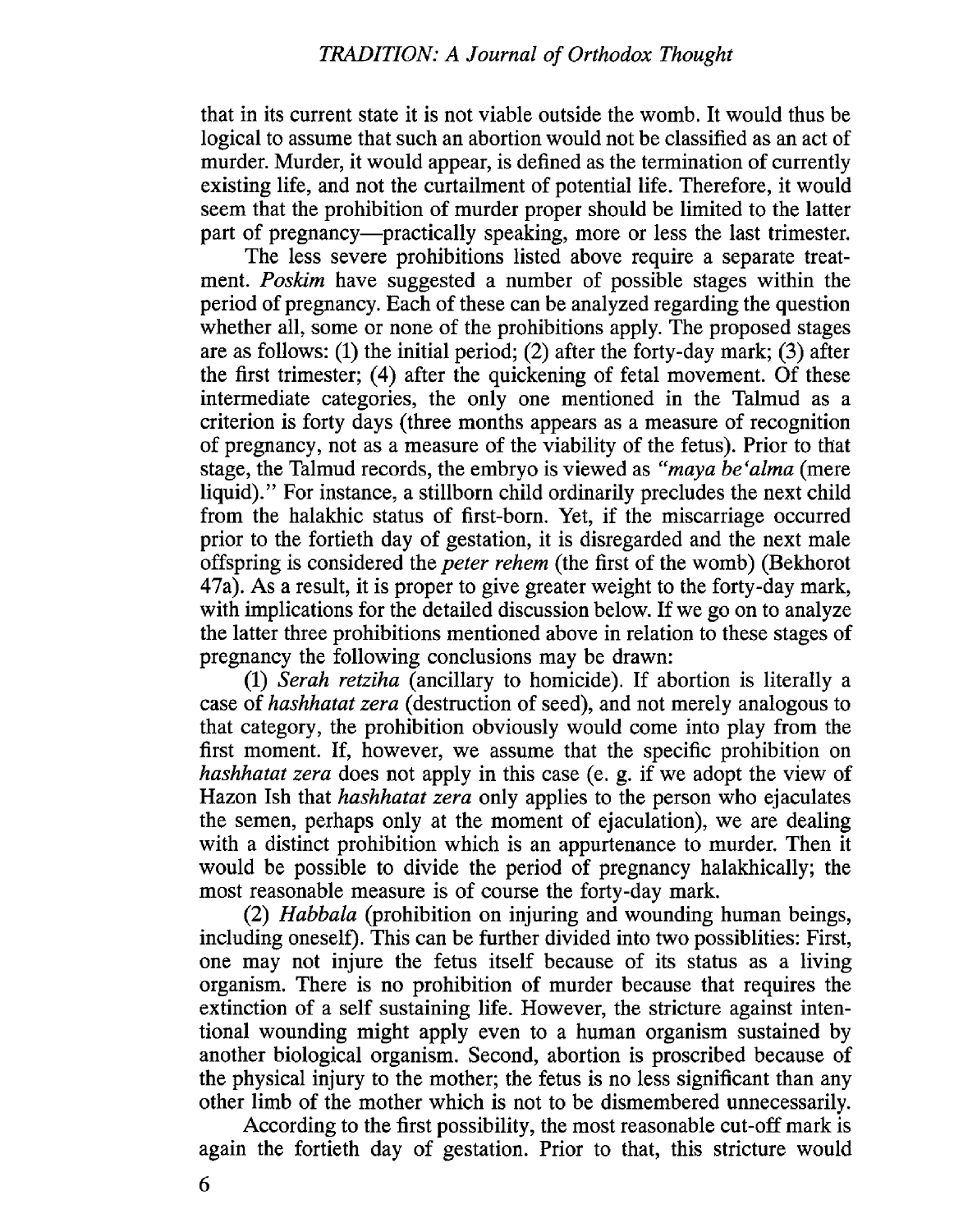that in its current state it is not viable outside the womb. It would thus be logical to assume that such an abortion would not be classified as an act of murder. Murder, it would appear, is defined as the termination of currently existing life, and not the curtailment of potential life. Therefore, it would seem that the prohibition of murder proper should be limited to the latter part of pregnancy—practically speaking, more or less the last trimester.

The less severe prohibitions listed above require a separate treatment. *Poskim* have suggested a number of possible stages within the period of pregnancy. Each of these can be analyzed regarding the question whether all, some or none of the prohibitions apply. The proposed stages are as follows: (1) the initial period; (2) after the forty-day mark; (3) after the first trimester; (4) after the quickening of fetal movement. Of these intermediate categories, the only one mentioned in the Talmud as a criterion is forty days (three months appears as a measure of recognition of pregnancy, not as a measure of the viability of the fetus). Prior to that stage, the Talmud records, the embryo is viewed as *"maya be'alma* (mere liquid)." For instance, a stillborn child ordinarily precludes the next child from the halakhic status of first-born. Yet, if the miscarriage occurred prior to the fortieth day of gestation, it is disregarded and the next male offspring is considered the *peter rehem* (the first of the womb) (Bekhorot 47a). As a result, it is proper to give greater weight to the forty-day mark, with implications for the detailed discussion below. If we go on to analyze the latter three prohibitions mentioned above in relation to these stages of pregnancy the following conclusions may be drawn:

(1) *Serah retziha* (ancillary to homicide). If abortion is literally a case of *hashhatat zera* (destruction of seed), and not merely analogous to that category, the prohibition obviously would come into play from the first moment. If, however, we assume that the specific prohibition on *hashhatat zera* does not apply in this case (e. g. if we adopt the view of Hazon Ish that *hashhatat zera* only applies to the person who ejaculates the semen, perhaps only at the moment of ejaculation), we are dealing with a distinct prohibition which is an appurtenance to murder. Then it would be possible to divide the period of pregnancy halakhically; the most reasonable measure is of course the forty-day mark.

(2) *Habbala* (prohibition on injuring and wounding human beings, including oneself). This can be further divided into two possiblities: First, one may not injure the fetus itself because of its status as a living organism. There is no prohibition of murder because that requires the extinction of a self sustaining life. However, the stricture against intentional wounding might apply even to a human organism sustained by another biological organism. Second, abortion is proscribed because of the physical injury to the mother; the fetus is no less significant than any other limb of the mother which is not to be dismembered unnecessarily.

According to the first possibility, the most reasonable cut-off mark is again the fortieth day of gestation. Prior to that, this stricture would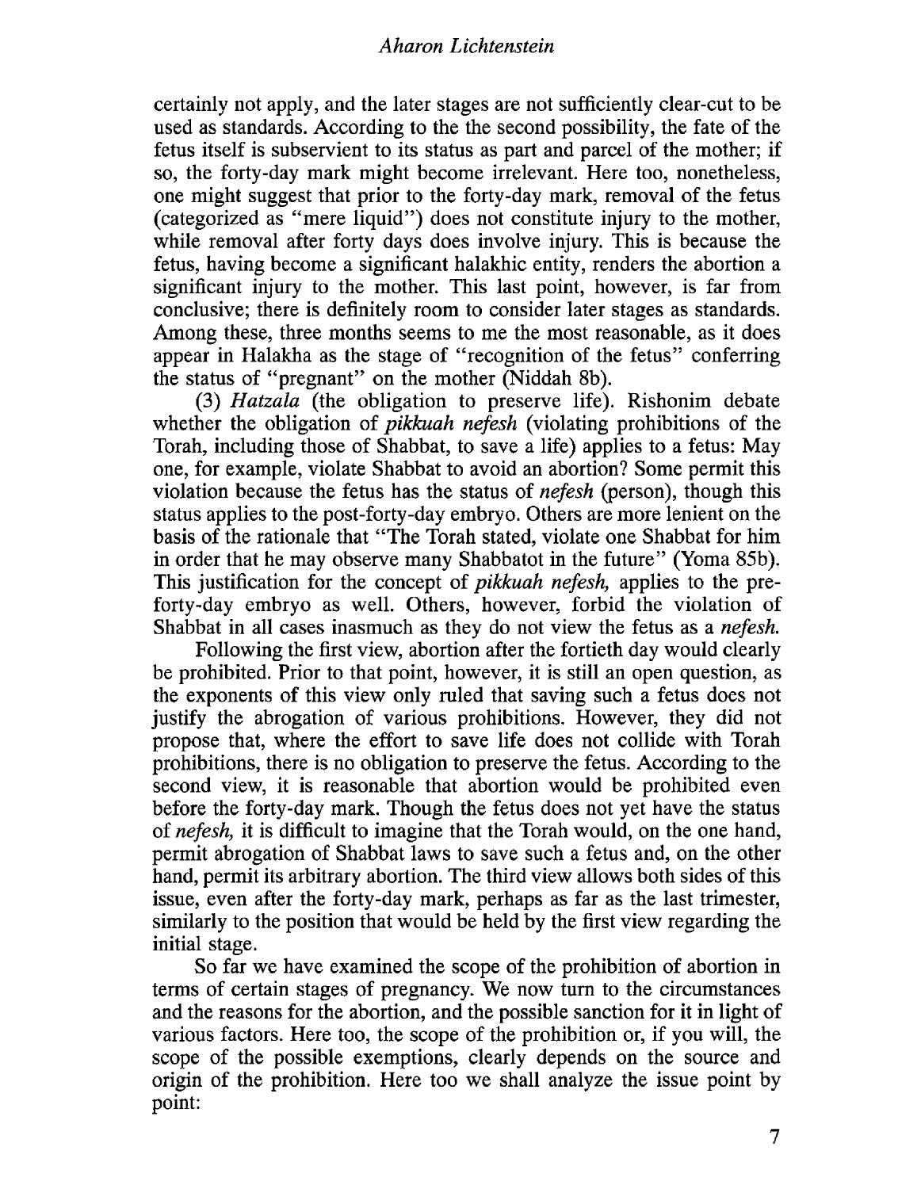certainly not apply, and the later stages are not sufficiently clear-cut to be used as standards. According to the the second possibility, the fate of the fetus itself is subservient to its status as part and parcel of the mother; if so, the forty-day mark might become irrelevant. Here too, nonetheless, one might suggest that prior to the forty-day mark, removal of the fetus (categorized as "mere liquid") does not constitute injury to the mother, while removal after forty days does involve injury. This is because the fetus, having become a significant halakhic entity, renders the abortion a significant injury to the mother. This last point, however, is far from conclusive; there is definitely room to consider later stages as standards. Among these, three months seems to me the most reasonable, as it does appear in Halakha as the stage of "recognition of the fetus" conferring the status of "pregnant" on the mother (Niddah 8b).

(3) *Hatzala* (the obligation to preserve life). Rishonim debate whether the obligation of *pikkuah nefesh* (violating prohibitions of the Torah, including those of Shabbat, to save a life) applies to a fetus: May one, for example, violate Shabbat to avoid an abortion? Some permit this violation because the fetus has the status of *nefesh* (person), though this status applies to the post-forty-day embryo. Others are more lenient on the basis of the rationale that "The Torah stated, violate one Shabbat for him in order that he may observe many Shabbatot in the future" (Yoma 85b). This justification for the concept of *pikkuah nefesh,* applies to the pre-forty-day embryo as well. Others, however, forbid the violation of Shabbat in all cases inasmuch as they do not view the fetus as a *nefesh.*

Following the first view, abortion after the fortieth day would clearly be prohibited. Prior to that point, however, it is still an open question, as the exponents of this view only ruled that saving such a fetus does not justify the abrogation of various prohibitions. However, they did not propose that, where the effort to save life does not collide with Torah prohibitions, there is no obligation to preserve the fetus. According to the second view, it is reasonable that abortion would be prohibited even before the forty-day mark. Though the fetus does not yet have the status of *nefesh,* it is difficult to imagine that the Torah would, on the one hand, permit abrogation of Shabbat laws to save such a fetus and, on the other hand, permit its arbitrary abortion. The third view allows both sides of this issue, even after the forty-day mark, perhaps as far as the last trimester, similarly to the position that would be held by the first view regarding the initial stage.

So far we have examined the scope of the prohibition of abortion in terms of certain stages of pregnancy. We now turn to the circumstances and the reasons for the abortion, and the possible sanction for it in light of various factors. Here too, the scope of the prohibition or, if you will, the scope of the possible exemptions, clearly depends on the source and origin of the prohibition. Here too we shall analyze the issue point by point: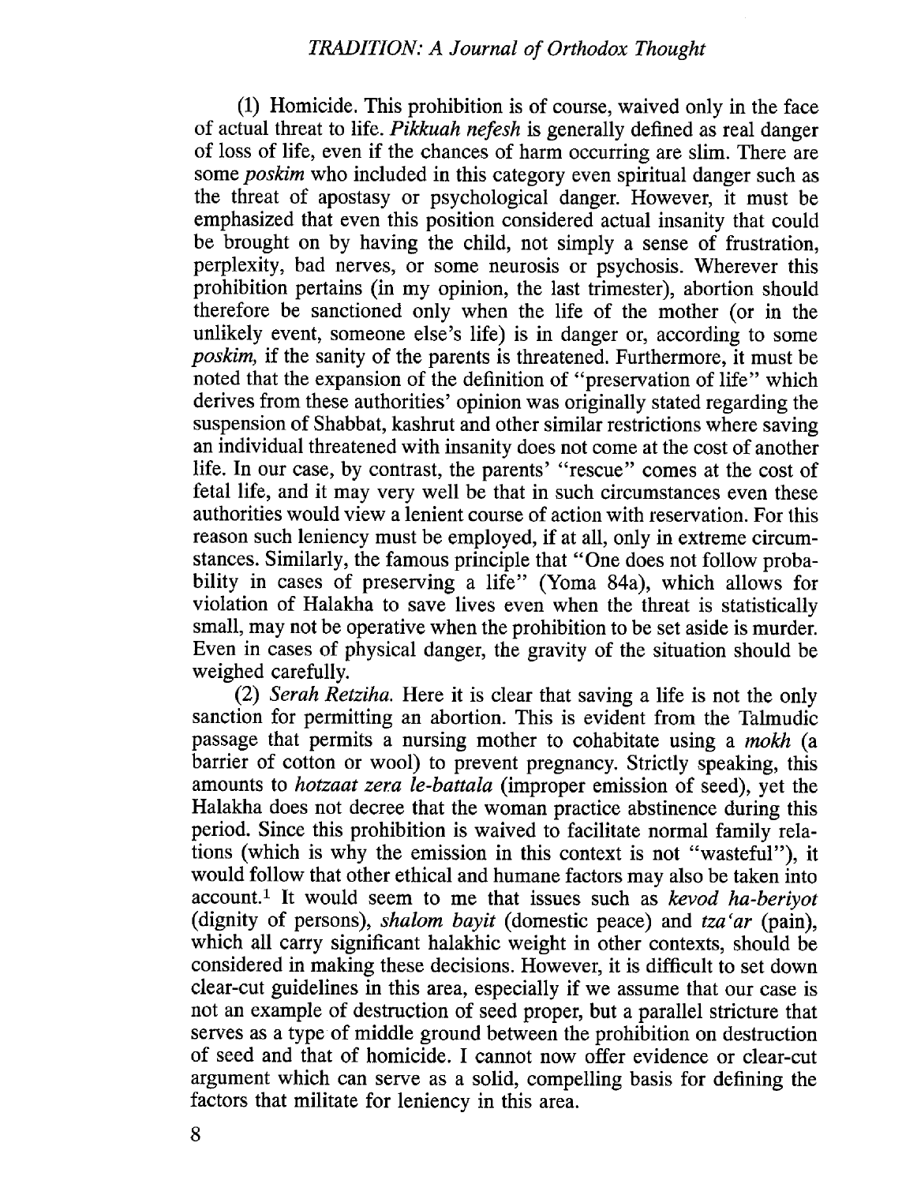(1) Homicide. This prohibition is of course, waived only in the face of actual threat to life. *Pikkuah nefesh* is generally defined as real danger of loss of life, even if the chances of harm occurring are slim. There are some *poskim* who included in this category even spiritual danger such as the threat of apostasy or psychological danger. However, it must be emphasized that even this position considered actual insanity that could be brought on by having the child, not simply a sense of frustration, perplexity, bad nerves, or some neurosis or psychosis. Wherever this prohibition pertains (in my opinion, the last trimester), abortion should therefore be sanctioned only when the life of the mother (or in the unlikely event, someone else's life) is in danger or, according to some *poskim,* if the sanity of the parents is threatened. Furthermore, it must be noted that the expansion of the definition of "preservation of life" which derives from these authorities' opinion was originally stated regarding the suspension of Shabbat, kashrut and other similar restrictions where saving an individual threatened with insanity does not come at the cost of another life. In our case, by contrast, the parents' "rescue" comes at the cost of fetal life, and it may very well be that in such circumstances even these authorities would view a lenient course of action with reservation. For this reason such leniency must be employed, if at all, only in extreme circumstances. Similarly, the famous principle that "One does not follow probability in cases of preserving a life" (Yoma 84a), which allows for violation of Halakha to save lives even when the threat is statistically small, may not be operative when the prohibition to be set aside is murder. Even in cases of physical danger, the gravity of the situation should be weighed carefully.

(2) *Serah Retziha.* Here it is clear that saving a life is not the only sanction for permitting an abortion. This is evident from the Talmudic passage that permits a nursing mother to cohabitate using a *mokh* (a barrier of cotton or wool) to prevent pregnancy. Strictly speaking, this amounts to *hotzaat zera le-battala* (improper emission of seed), yet the Halakha does not decree that the woman practice abstinence during this period. Since this prohibition is waived to facilitate normal family relations (which is why the emission in this context is not "wasteful"), it would follow that other ethical and humane factors may also be taken into account.[1] It would seem to me that issues such as *kevod ha-beriyot* (dignity of persons), *shalom bayit* (domestic peace) and *tza'ar* (pain), which all carry significant halakhic weight in other contexts, should be considered in making these decisions. However, it is difficult to set down clear-cut guidelines in this area, especially if we assume that our case is not an example of destruction of seed proper, but a parallel stricture that serves as a type of middle ground between the prohibition on destruction of seed and that of homicide. I cannot now offer evidence or clear-cut argument which can serve as a solid, compelling basis for defining the factors that militate for leniency in this area.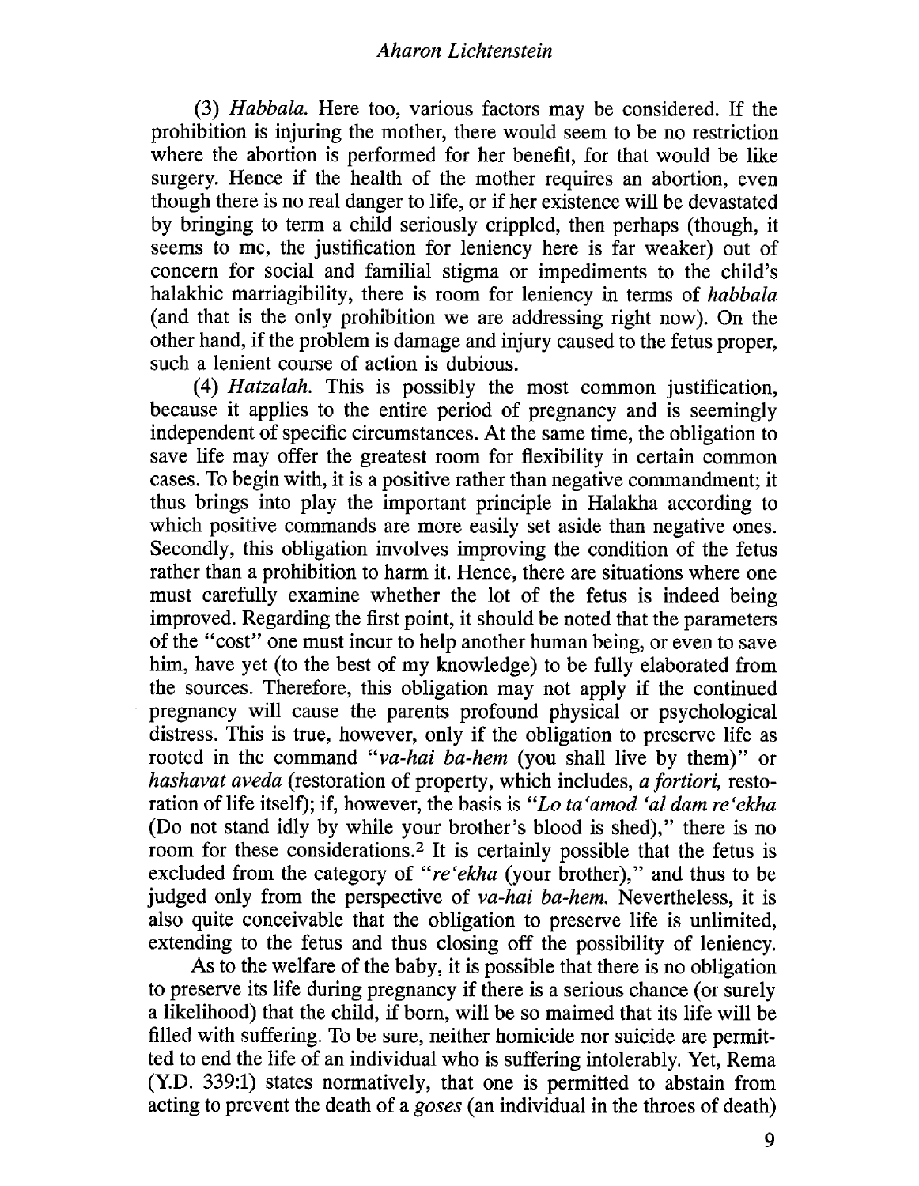(3) *Habbala.* Here too, various factors may be considered. If the prohibition is injuring the mother, there would seem to be no restriction where the abortion is performed for her benefit, for that would be like surgery. Hence if the health of the mother requires an abortion, even though there is no real danger to life, or if her existence will be devastated by bringing to term a child seriously crippled, then perhaps (though, it seems to me, the justification for leniency here is far weaker) out of concern for social and familial stigma or impediments to the child's halakhic marriagibility, there is room for leniency in terms of *habbala* (and that is the only prohibition we are addressing right now). On the other hand, if the problem is damage and injury caused to the fetus proper, such a lenient course of action is dubious.

(4) *Hatzalah.* This is possibly the most common justification, because it applies to the entire period of pregnancy and is seemingly independent of specific circumstances. At the same time, the obligation to save life may offer the greatest room for flexibility in certain common cases. To begin with, it is a positive rather than negative commandment; it thus brings into play the important principle in Halakha according to which positive commands are more easily set aside than negative ones. Secondly, this obligation involves improving the condition of the fetus rather than a prohibition to harm it. Hence, there are situations where one must carefully examine whether the lot of the fetus is indeed being improved. Regarding the first point, it should be noted that the parameters of the "cost" one must incur to help another human being, or even to save him, have yet (to the best of my knowledge) to be fully elaborated from the sources. Therefore, this obligation may not apply if the continued pregnancy will cause the parents profound physical or psychological distress. This is true, however, only if the obligation to preserve life as rooted in the command "*va-hai ba-hem* (you shall live by them)" or *hashavat aveda* (restoration of property, which includes, *a fortiori,* restoration of life itself); if, however, the basis is "*Lo ta'amod 'al dam re'ekha* (Do not stand idly by while your brother's blood is shed)," there is no room for these considerations.[2] It is certainly possible that the fetus is excluded from the category of "*re'ekha* (your brother)," and thus to be judged only from the perspective of *va-hai ba-hem.* Nevertheless, it is also quite conceivable that the obligation to preserve life is unlimited, extending to the fetus and thus closing off the possibility of leniency.

As to the welfare of the baby, it is possible that there is no obligation to preserve its life during pregnancy if there is a serious chance (or surely a likelihood) that the child, if born, will be so maimed that its life will be filled with suffering. To be sure, neither homicide nor suicide are permitted to end the life of an individual who is suffering intolerably. Yet, Rema (Y.D. 339:1) states normatively, that one is permitted to abstain from acting to prevent the death of a *goses* (an individual in the throes of death)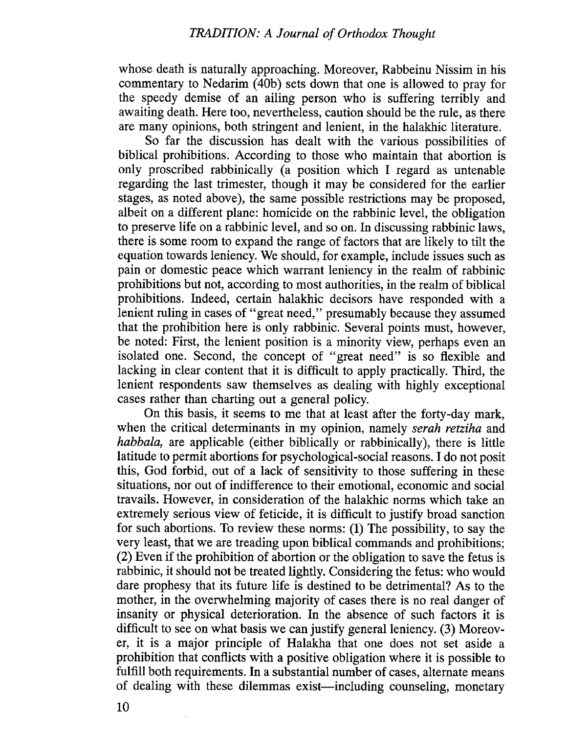whose death is naturally approaching. Moreover, Rabbeinu Nissim in his commentary to Nedarim (40b) sets down that one is allowed to pray for the speedy demise of an ailing person who is suffering terribly and awaiting death. Here too, nevertheless, caution should be the rule, as there are many opinions, both stringent and lenient, in the halakhic literature.

So far the discussion has dealt with the various possibilities of biblical prohibitions. According to those who maintain that abortion is only proscribed rabbinically (a position which I regard as untenable regarding the last trimester, though it may be considered for the earlier stages, as noted above), the same possible restrictions may be proposed, albeit on a different plane: homicide on the rabbinic level, the obligation to preserve life on a rabbinic level, and so on. In discussing rabbinic laws, there is some room to expand the range of factors that are likely to tilt the equation towards leniency. We should, for example, include issues such as pain or domestic peace which warrant leniency in the realm of rabbinic prohibitions but not, according to most authorities, in the realm of biblical prohibitions. Indeed, certain halakhic decisors have responded with a lenient ruling in cases of "great need," presumably because they assumed that the prohibition here is only rabbinic. Several points must, however, be noted: First, the lenient position is a minority view, perhaps even an isolated one. Second, the concept of "great need" is so flexible and lacking in clear content that it is difficult to apply practically. Third, the lenient respondents saw themselves as dealing with highly exceptional cases rather than charting out a general policy.

On this basis, it seems to me that at least after the forty-day mark, when the critical determinants in my opinion, namely *serah retziha* and *habbala,* are applicable (either biblically or rabbinically), there is little latitude to permit abortions for psychological-social reasons. I do not posit this, God forbid, out of a lack of sensitivity to those suffering in these situations, nor out of indifference to their emotional, economic and social travails. However, in consideration of the halakhic norms which take an extremely serious view of feticide, it is difficult to justify broad sanction for such abortions. To review these norms: (1) The possibility, to say the very least, that we are treading upon biblical commands and prohibitions; (2) Even if the prohibition of abortion or the obligation to save the fetus is rabbinic, it should not be treated lightly. Considering the fetus: who would dare prophesy that its future life is destined to be detrimental? As to the mother, in the overwhelming majority of cases there is no real danger of insanity or physical deterioration. In the absence of such factors it is difficult to see on what basis we can justify general leniency. (3) Moreover, it is a major principle of Halakha that one does not set aside a prohibition that conflicts with a positive obligation where it is possible to fulfill both requirements. In a substantial number of cases, alternate means of dealing with these dilemmas exist—including counseling, monetary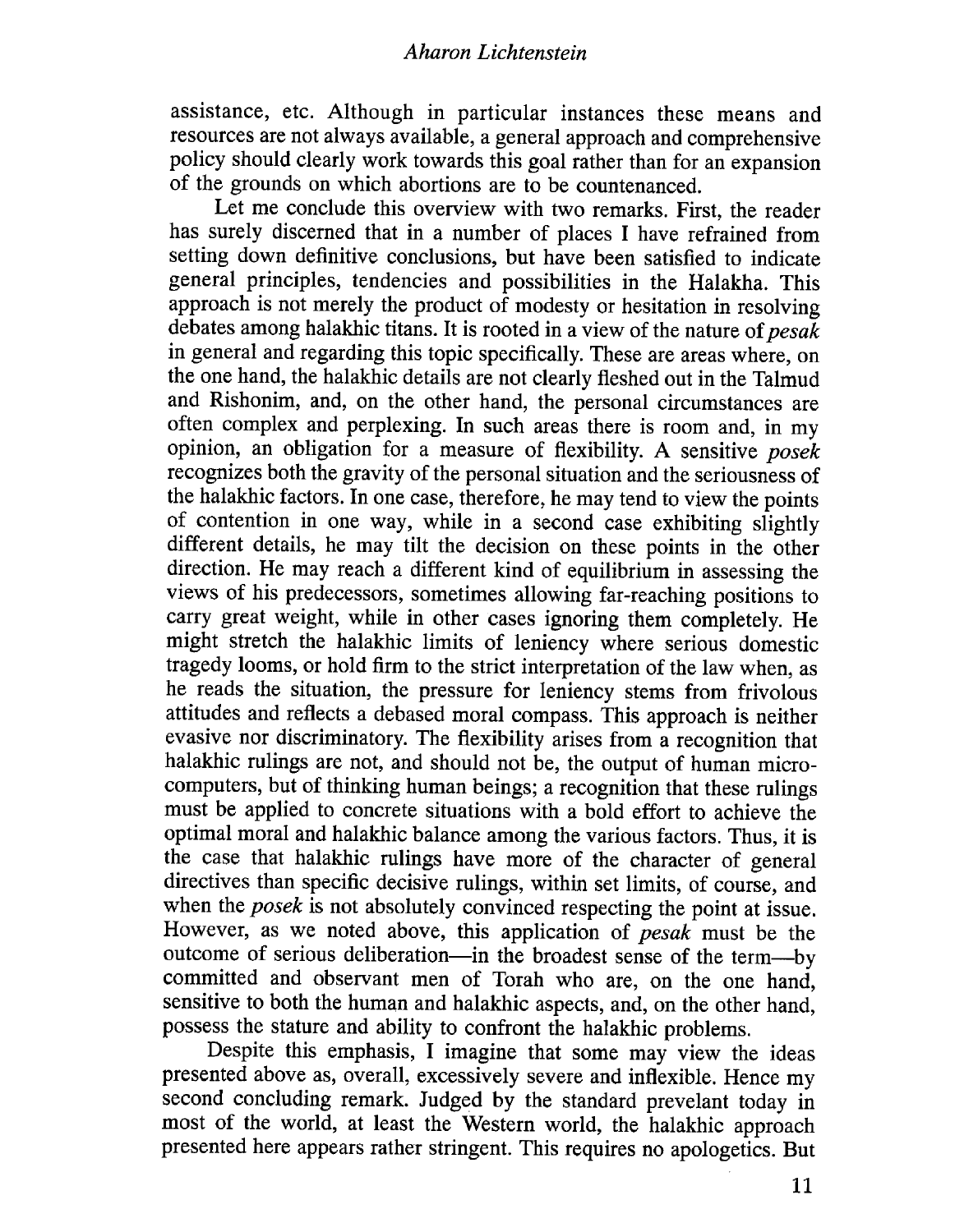assistance, etc. Although in particular instances these means and resources are not always available, a general approach and comprehensive policy should clearly work towards this goal rather than for an expansion of the grounds on which abortions are to be countenanced.

Let me conclude this overview with two remarks. First, the reader has surely discerned that in a number of places I have refrained from setting down definitive conclusions, but have been satisfied to indicate general principles, tendencies and possibilities in the Halakha. This approach is not merely the product of modesty or hesitation in resolving debates among halakhic titans. It is rooted in a view of the nature of *pesak* in general and regarding this topic specifically. These are areas where, on the one hand, the halakhic details are not clearly fleshed out in the Talmud and Rishonim, and, on the other hand, the personal circumstances are often complex and perplexing. In such areas there is room and, in my opinion, an obligation for a measure of flexibility. A sensitive *posek* recognizes both the gravity of the personal situation and the seriousness of the halakhic factors. In one case, therefore, he may tend to view the points of contention in one way, while in a second case exhibiting slightly different details, he may tilt the decision on these points in the other direction. He may reach a different kind of equilibrium in assessing the views of his predecessors, sometimes allowing far-reaching positions to carry great weight, while in other cases ignoring them completely. He might stretch the halakhic limits of leniency where serious domestic tragedy looms, or hold firm to the strict interpretation of the law when, as he reads the situation, the pressure for leniency stems from frivolous attitudes and reflects a debased moral compass. This approach is neither evasive nor discriminatory. The flexibility arises from a recognition that halakhic rulings are not, and should not be, the output of human micro-computers, but of thinking human beings; a recognition that these rulings must be applied to concrete situations with a bold effort to achieve the optimal moral and halakhic balance among the various factors. Thus, it is the case that halakhic rulings have more of the character of general directives than specific decisive rulings, within set limits, of course, and when the *posek* is not absolutely convinced respecting the point at issue. However, as we noted above, this application of *pesak* must be the outcome of serious deliberation—in the broadest sense of the term—by committed and observant men of Torah who are, on the one hand, sensitive to both the human and halakhic aspects, and, on the other hand, possess the stature and ability to confront the halakhic problems.

Despite this emphasis, I imagine that some may view the ideas presented above as, overall, excessively severe and inflexible. Hence my second concluding remark. Judged by the standard prevelant today in most of the world, at least the Western world, the halakhic approach presented here appears rather stringent. This requires no apologetics. But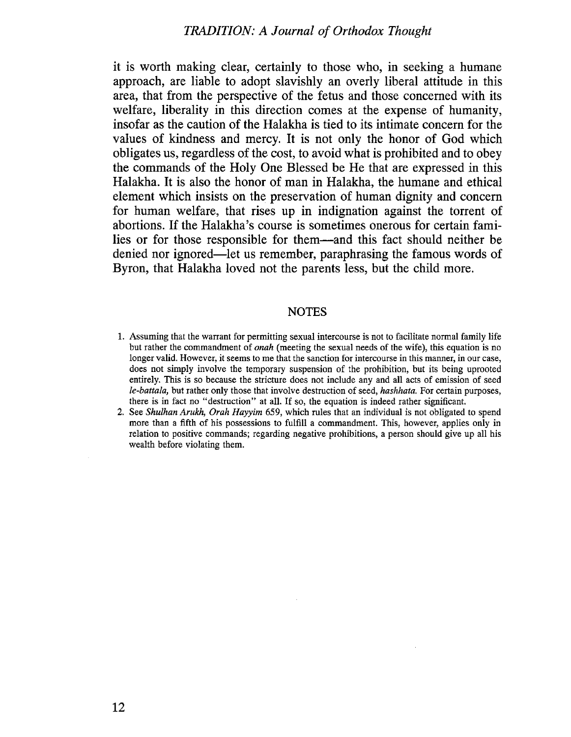it is worth making clear, certainly to those who, in seeking a humane approach, are liable to adopt slavishly an overly liberal attitude in this area, that from the perspective of the fetus and those concerned with its welfare, liberality in this direction comes at the expense of humanity, insofar as the caution of the Halakha is tied to its intimate concern for the values of kindness and mercy. It is not only the honor of God which obligates us, regardless of the cost, to avoid what is prohibited and to obey the commands of the Holy One Blessed be He that are expressed in this Halakha. It is also the honor of man in Halakha, the humane and ethical element which insists on the preservation of human dignity and concern for human welfare, that rises up in indignation against the torrent of abortions. If the Halakha's course is sometimes onerous for certain families or for those responsible for them—and this fact should neither be denied nor ignored—let us remember, paraphrasing the famous words of Byron, that Halakha loved not the parents less, but the child more.

## NOTES

1. Assuming that the warrant for permitting sexual intercourse is not to facilitate normal family life but rather the commandment of *onah* (meeting the sexual needs of the wife), this equation is no longer valid. However, it seems to me that the sanction for intercourse in this manner, in our case, does not simply involve the temporary suspension of the prohibition, but its being uprooted entirely. This is so because the stricture does not include any and all acts of emission of seed *le-battala,* but rather only those that involve destruction of seed, *hashhata.* For certain purposes, there is in fact no "destruction" at all. If so, the equation is indeed rather significant.
2. See *Shulhan Arukh, Orah Hayyim* 659, which rules that an individual is not obligated to spend more than a fifth of his possessions to fulfill a commandment. This, however, applies only in relation to positive commands; regarding negative prohibitions, a person should give up all his wealth before violating them.